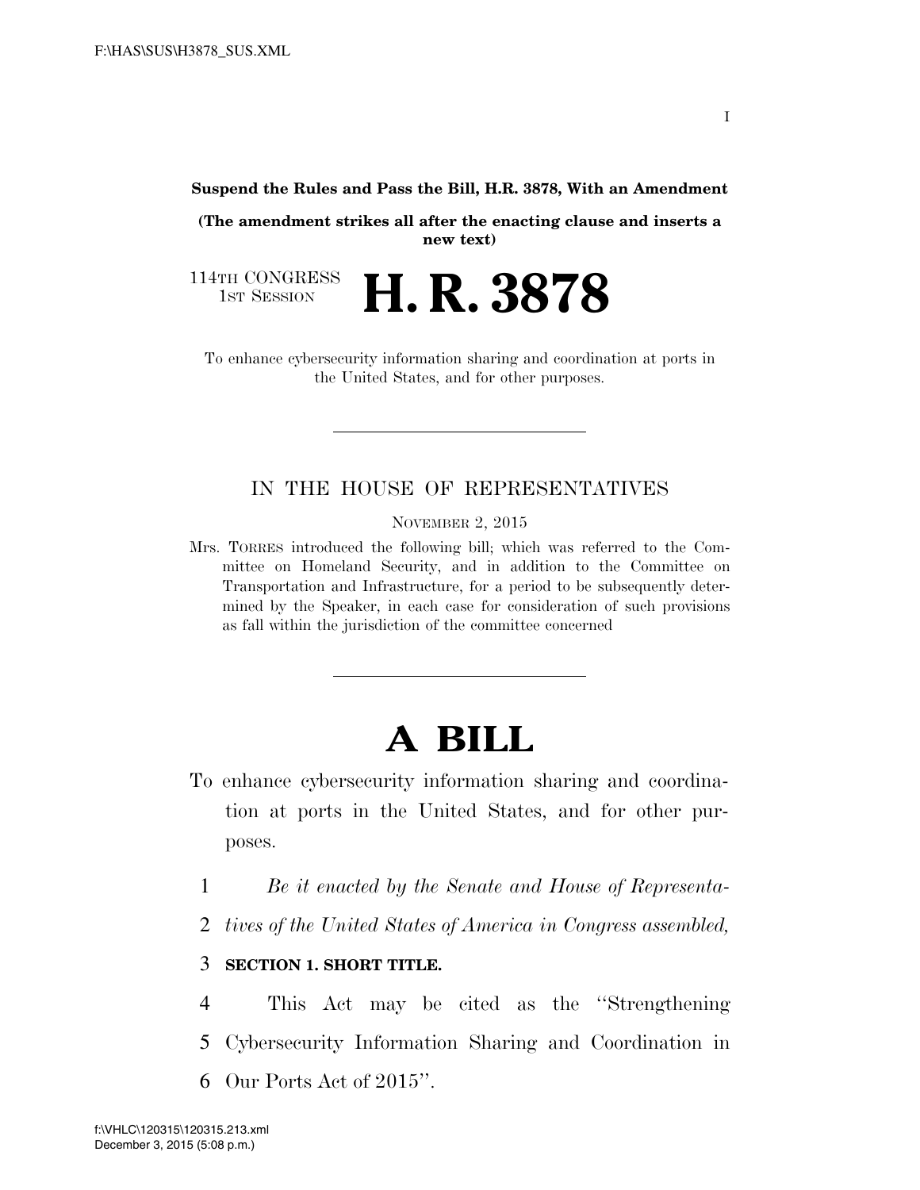**Suspend the Rules and Pass the Bill, H.R. 3878, With an Amendment**

**(The amendment strikes all after the enacting clause and inserts a new text)**

114TH CONGRESS
1ST SESSION

# H. R. 3878

To enhance cybersecurity information sharing and coordination at ports in the United States, and for other purposes.

---

## IN THE HOUSE OF REPRESENTATIVES

NOVEMBER 2, 2015

Mrs. TORRES introduced the following bill; which was referred to the Committee on Homeland Security, and in addition to the Committee on Transportation and Infrastructure, for a period to be subsequently determined by the Speaker, in each case for consideration of such provisions as fall within the jurisdiction of the committee concerned

---

# A BILL

To enhance cybersecurity information sharing and coordination at ports in the United States, and for other purposes.

1 *Be it enacted by the Senate and House of Representa-*
2 *tives of the United States of America in Congress assembled,*

3 **SECTION 1. SHORT TITLE.**

4 This Act may be cited as the ''Strengthening
5 Cybersecurity Information Sharing and Coordination in
6 Our Ports Act of 2015''.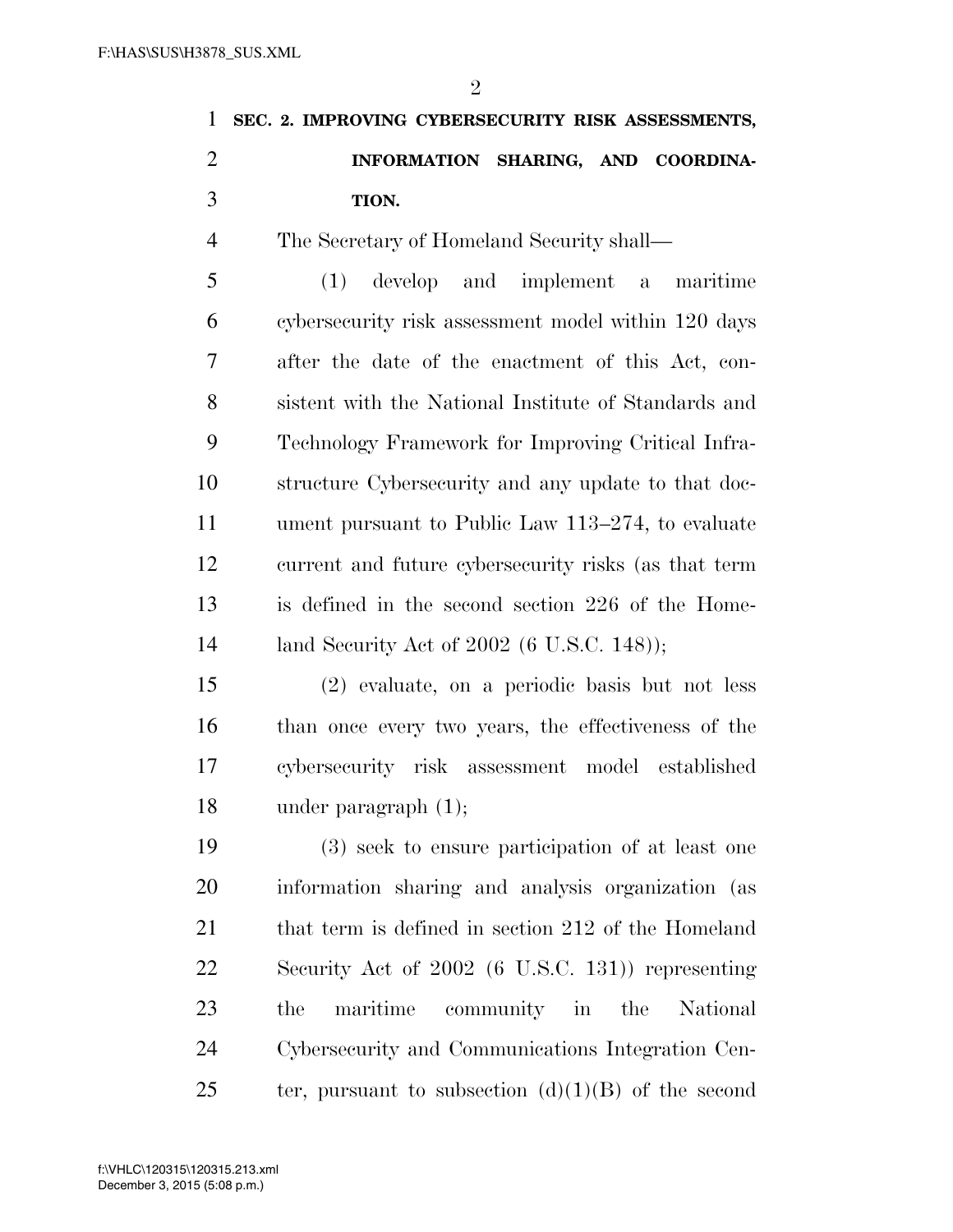## SEC. 2. IMPROVING CYBERSECURITY RISK ASSESSMENTS, INFORMATION SHARING, AND COORDINATION.

The Secretary of Homeland Security shall—

(1) develop and implement a maritime cybersecurity risk assessment model within 120 days after the date of the enactment of this Act, consistent with the National Institute of Standards and Technology Framework for Improving Critical Infrastructure Cybersecurity and any update to that document pursuant to Public Law 113–274, to evaluate current and future cybersecurity risks (as that term is defined in the second section 226 of the Homeland Security Act of 2002 (6 U.S.C. 148));

(2) evaluate, on a periodic basis but not less than once every two years, the effectiveness of the cybersecurity risk assessment model established under paragraph (1);

(3) seek to ensure participation of at least one information sharing and analysis organization (as that term is defined in section 212 of the Homeland Security Act of 2002 (6 U.S.C. 131)) representing the maritime community in the National Cybersecurity and Communications Integration Center, pursuant to subsection (d)(1)(B) of the second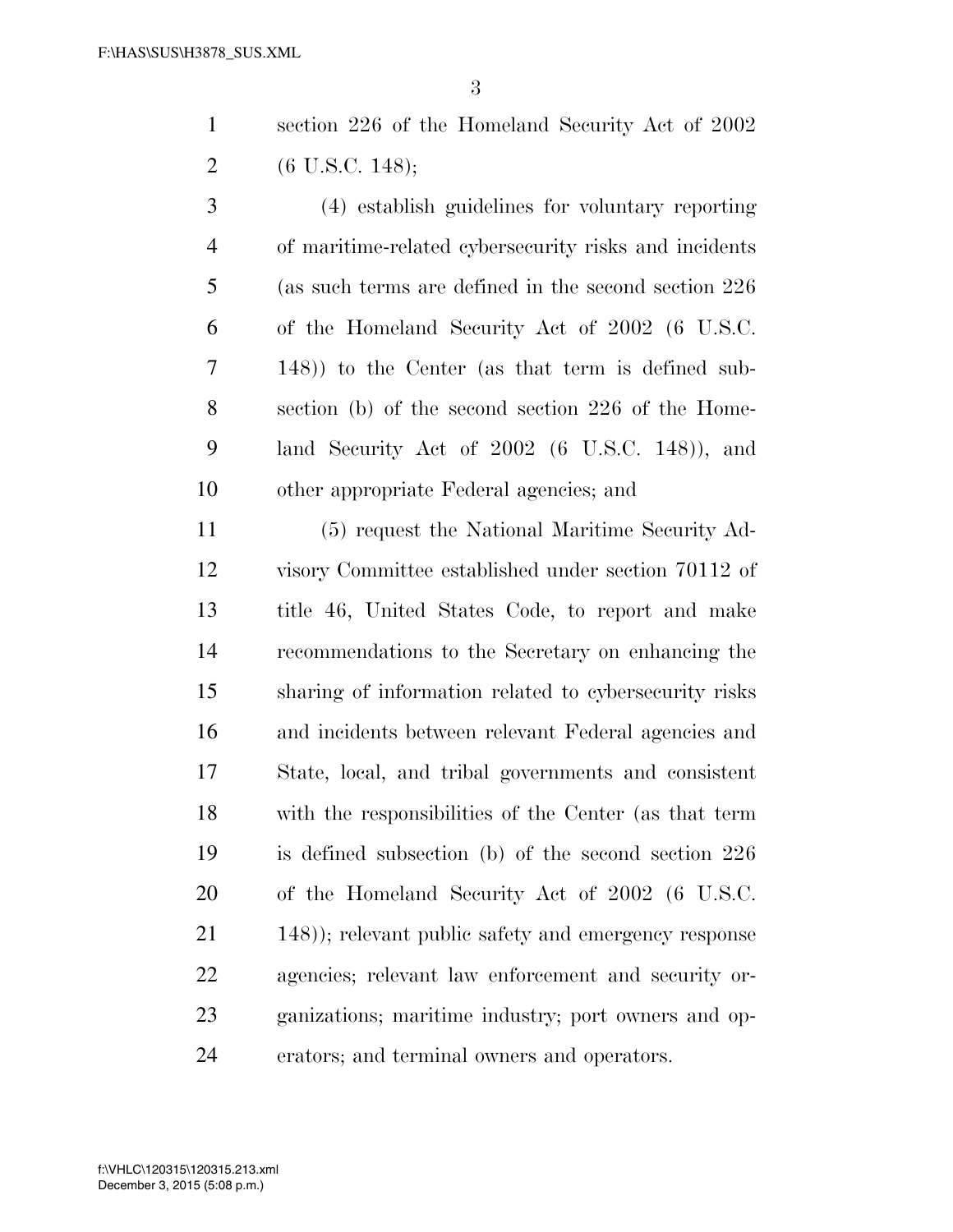section 226 of the Homeland Security Act of 2002 (6 U.S.C. 148);

(4) establish guidelines for voluntary reporting of maritime-related cybersecurity risks and incidents (as such terms are defined in the second section 226 of the Homeland Security Act of 2002 (6 U.S.C. 148)) to the Center (as that term is defined subsection (b) of the second section 226 of the Homeland Security Act of 2002 (6 U.S.C. 148)), and other appropriate Federal agencies; and

(5) request the National Maritime Security Advisory Committee established under section 70112 of title 46, United States Code, to report and make recommendations to the Secretary on enhancing the sharing of information related to cybersecurity risks and incidents between relevant Federal agencies and State, local, and tribal governments and consistent with the responsibilities of the Center (as that term is defined subsection (b) of the second section 226 of the Homeland Security Act of 2002 (6 U.S.C. 148)); relevant public safety and emergency response agencies; relevant law enforcement and security organizations; maritime industry; port owners and operators; and terminal owners and operators.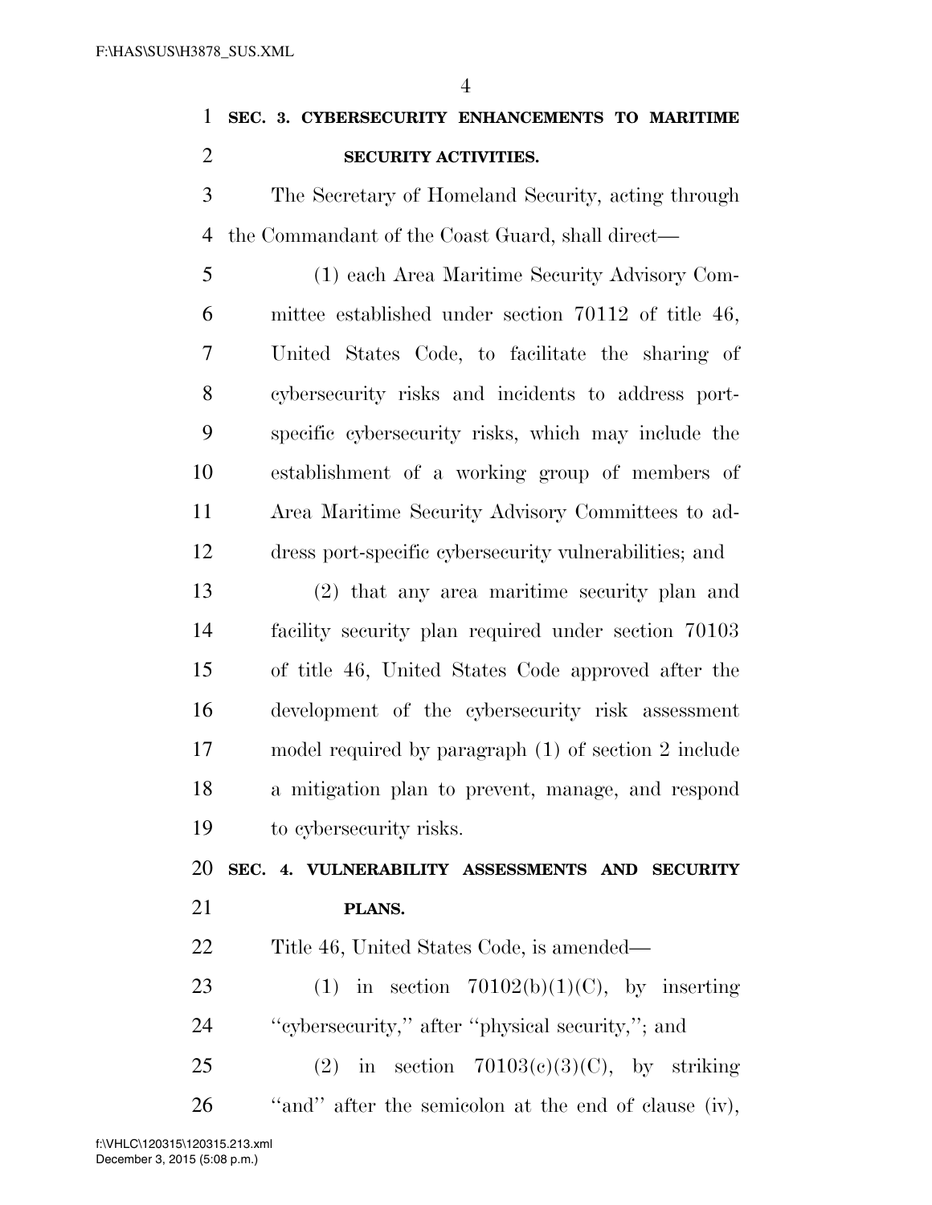**SEC. 3. CYBERSECURITY ENHANCEMENTS TO MARITIME SECURITY ACTIVITIES.**

The Secretary of Homeland Security, acting through the Commandant of the Coast Guard, shall direct—

(1) each Area Maritime Security Advisory Committee established under section 70112 of title 46, United States Code, to facilitate the sharing of cybersecurity risks and incidents to address port-specific cybersecurity risks, which may include the establishment of a working group of members of Area Maritime Security Advisory Committees to address port-specific cybersecurity vulnerabilities; and

(2) that any area maritime security plan and facility security plan required under section 70103 of title 46, United States Code approved after the development of the cybersecurity risk assessment model required by paragraph (1) of section 2 include a mitigation plan to prevent, manage, and respond to cybersecurity risks.

**SEC. 4. VULNERABILITY ASSESSMENTS AND SECURITY PLANS.**

Title 46, United States Code, is amended—

(1) in section 70102(b)(1)(C), by inserting ''cybersecurity,'' after ''physical security,''; and

(2) in section 70103(c)(3)(C), by striking ''and'' after the semicolon at the end of clause (iv),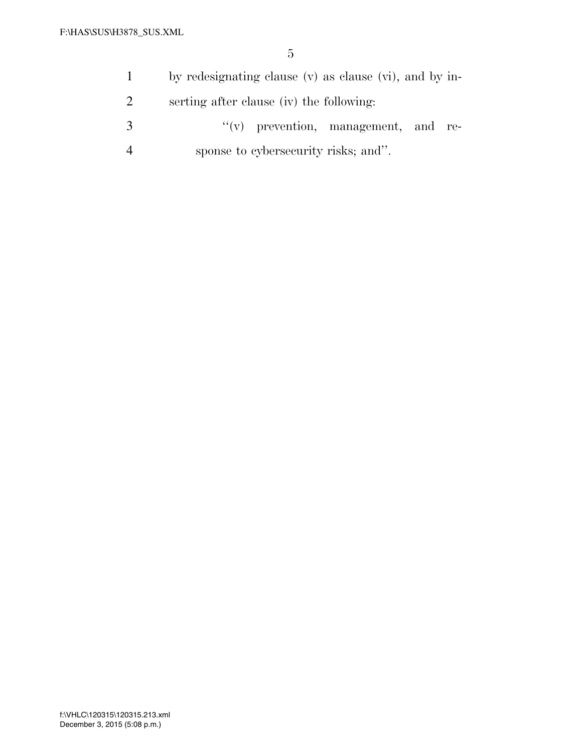by redesignating clause (v) as clause (vi), and by inserting after clause (iv) the following:

"(v) prevention, management, and response to cybersecurity risks; and".